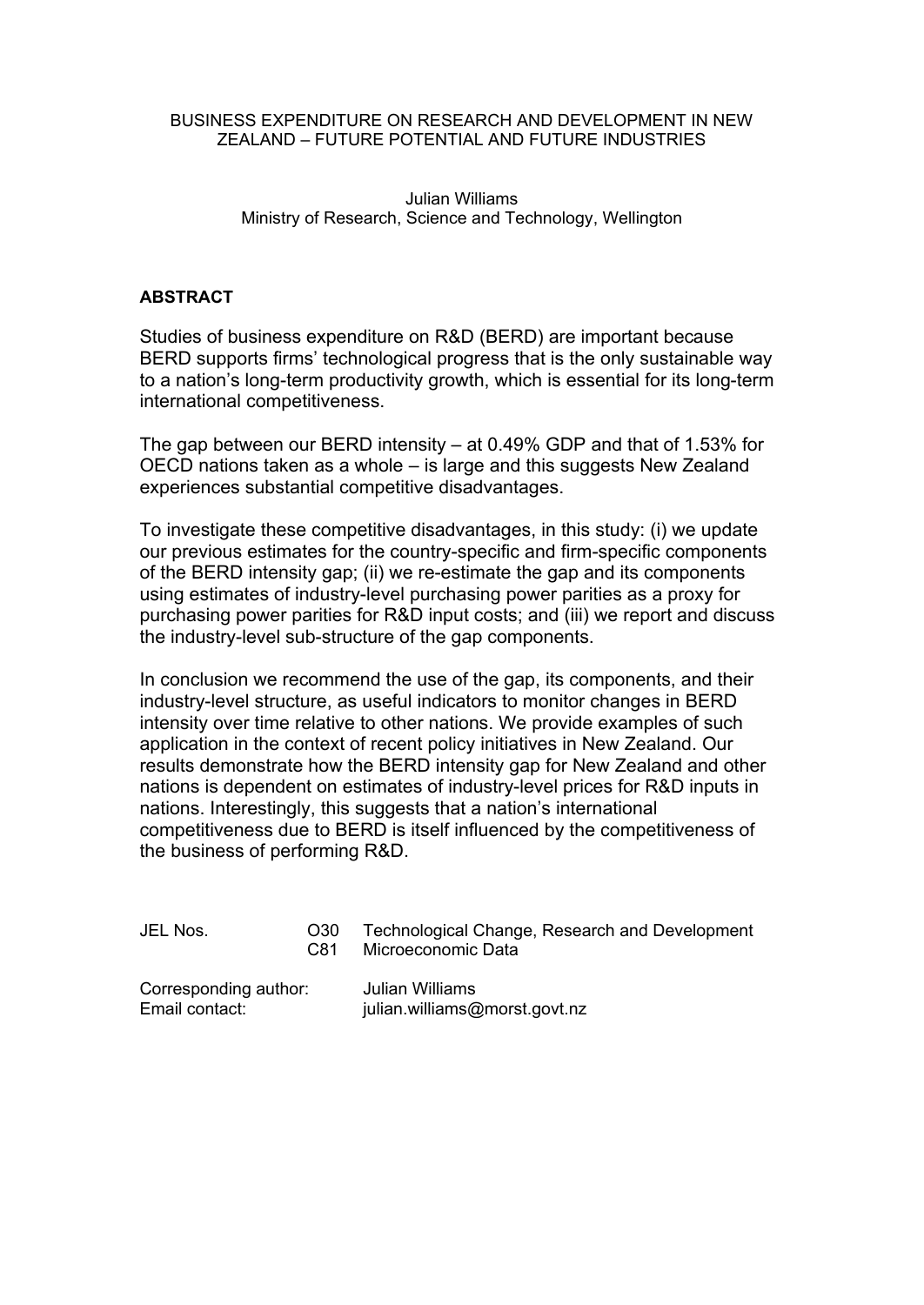# BUSINESS EXPENDITURE ON RESEARCH AND DEVELOPMENT IN NEW ZEALAND – FUTURE POTENTIAL AND FUTURE INDUSTRIES

Julian Williams
Ministry of Research, Science and Technology, Wellington

## ABSTRACT

Studies of business expenditure on R&D (BERD) are important because BERD supports firms' technological progress that is the only sustainable way to a nation's long-term productivity growth, which is essential for its long-term international competitiveness.

The gap between our BERD intensity – at 0.49% GDP and that of 1.53% for OECD nations taken as a whole – is large and this suggests New Zealand experiences substantial competitive disadvantages.

To investigate these competitive disadvantages, in this study: (i) we update our previous estimates for the country-specific and firm-specific components of the BERD intensity gap; (ii) we re-estimate the gap and its components using estimates of industry-level purchasing power parities as a proxy for purchasing power parities for R&D input costs; and (iii) we report and discuss the industry-level sub-structure of the gap components.

In conclusion we recommend the use of the gap, its components, and their industry-level structure, as useful indicators to monitor changes in BERD intensity over time relative to other nations. We provide examples of such application in the context of recent policy initiatives in New Zealand. Our results demonstrate how the BERD intensity gap for New Zealand and other nations is dependent on estimates of industry-level prices for R&D inputs in nations. Interestingly, this suggests that a nation's international competitiveness due to BERD is itself influenced by the competitiveness of the business of performing R&D.

| JEL Nos. | O30 | Technological Change, Research and Development |
|---|---|---|
| | C81 | Microeconomic Data |

Corresponding author: Julian Williams
Email contact: julian.williams@morst.govt.nz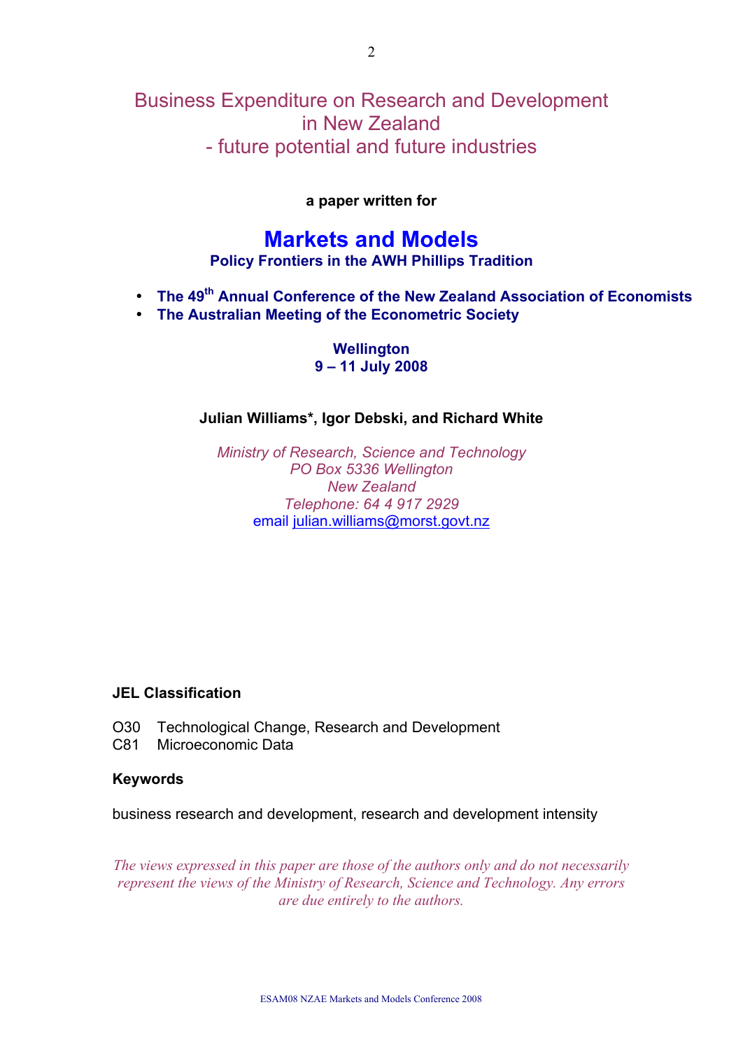# Business Expenditure on Research and Development in New Zealand - future potential and future industries

**a paper written for**

## Markets and Models

**Policy Frontiers in the AWH Phillips Tradition**

- **The 49th Annual Conference of the New Zealand Association of Economists**
- **The Australian Meeting of the Econometric Society**

**Wellington**
**9 – 11 July 2008**

**Julian Williams*, Igor Debski, and Richard White**

*Ministry of Research, Science and Technology*
*PO Box 5336 Wellington*
*New Zealand*
*Telephone: 64 4 917 2929*
email julian.williams@morst.govt.nz

### JEL Classification

O30 Technological Change, Research and Development
C81 Microeconomic Data

### Keywords

business research and development, research and development intensity

*The views expressed in this paper are those of the authors only and do not necessarily represent the views of the Ministry of Research, Science and Technology. Any errors are due entirely to the authors.*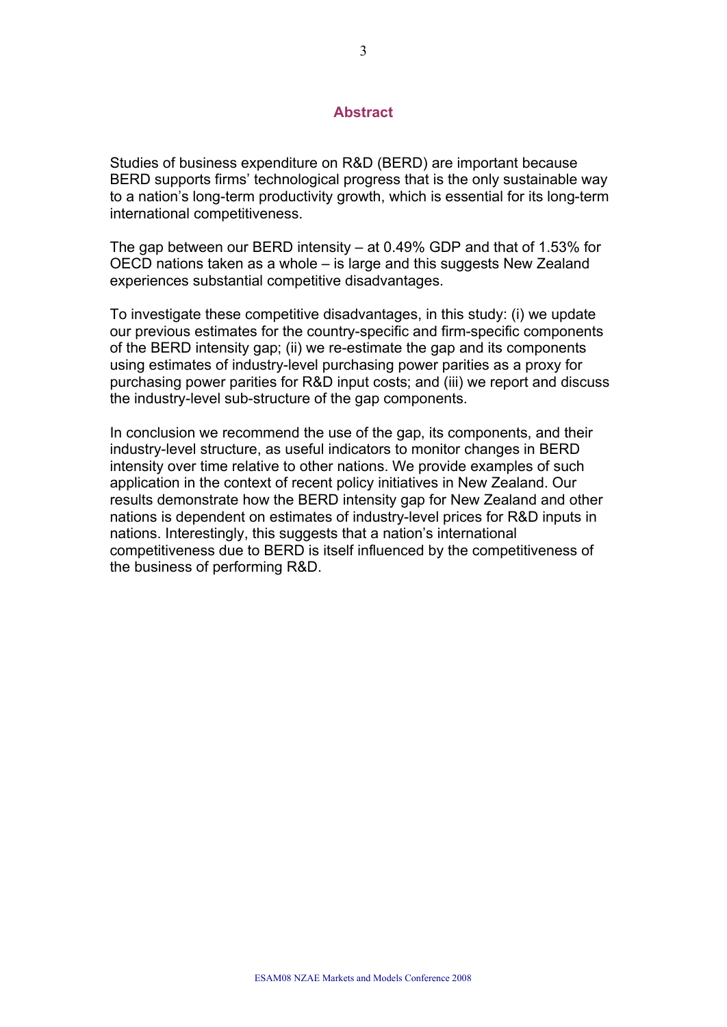## Abstract

Studies of business expenditure on R&D (BERD) are important because BERD supports firms' technological progress that is the only sustainable way to a nation's long-term productivity growth, which is essential for its long-term international competitiveness.

The gap between our BERD intensity – at 0.49% GDP and that of 1.53% for OECD nations taken as a whole – is large and this suggests New Zealand experiences substantial competitive disadvantages.

To investigate these competitive disadvantages, in this study: (i) we update our previous estimates for the country-specific and firm-specific components of the BERD intensity gap; (ii) we re-estimate the gap and its components using estimates of industry-level purchasing power parities as a proxy for purchasing power parities for R&D input costs; and (iii) we report and discuss the industry-level sub-structure of the gap components.

In conclusion we recommend the use of the gap, its components, and their industry-level structure, as useful indicators to monitor changes in BERD intensity over time relative to other nations. We provide examples of such application in the context of recent policy initiatives in New Zealand. Our results demonstrate how the BERD intensity gap for New Zealand and other nations is dependent on estimates of industry-level prices for R&D inputs in nations. Interestingly, this suggests that a nation's international competitiveness due to BERD is itself influenced by the competitiveness of the business of performing R&D.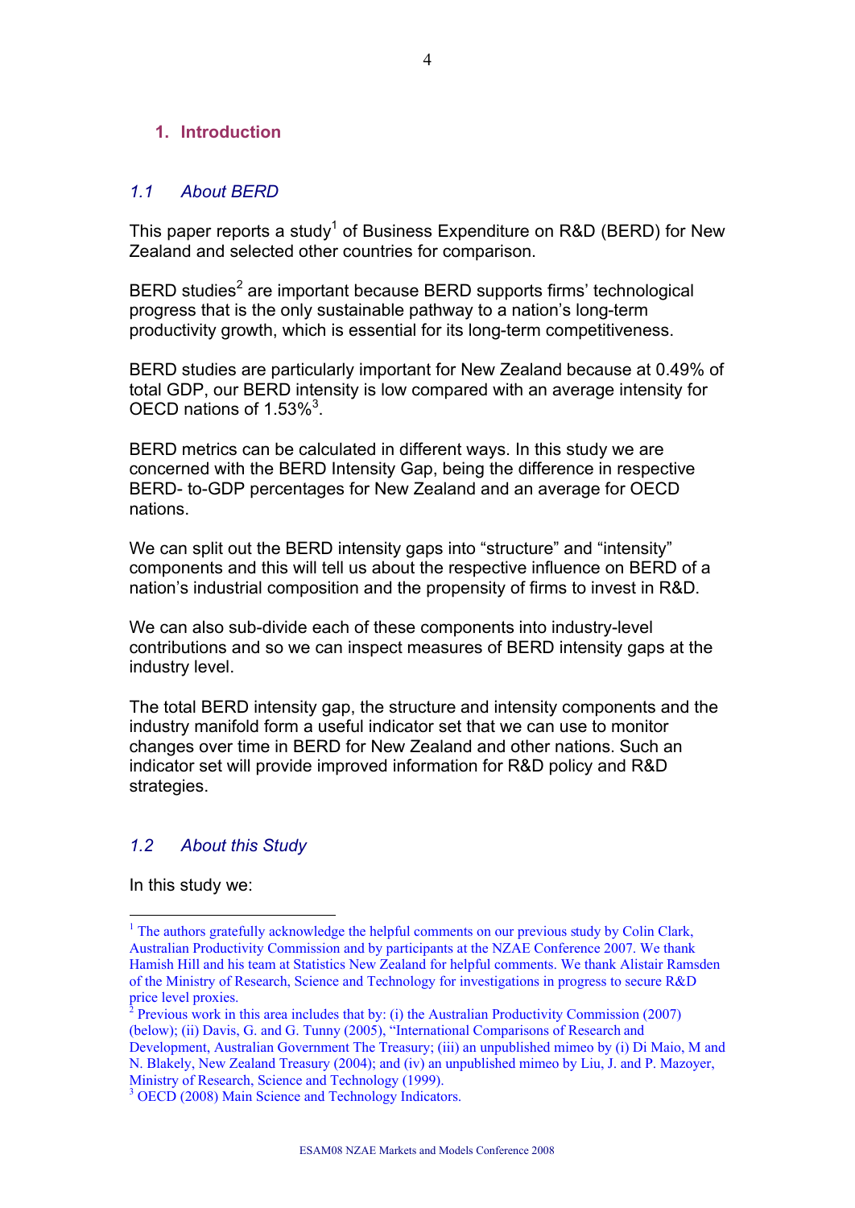## 1. Introduction

### *1.1 About BERD*

This paper reports a study[1] of Business Expenditure on R&D (BERD) for New Zealand and selected other countries for comparison.

BERD studies[2] are important because BERD supports firms' technological progress that is the only sustainable pathway to a nation's long-term productivity growth, which is essential for its long-term competitiveness.

BERD studies are particularly important for New Zealand because at 0.49% of total GDP, our BERD intensity is low compared with an average intensity for OECD nations of 1.53%[3].

BERD metrics can be calculated in different ways. In this study we are concerned with the BERD Intensity Gap, being the difference in respective BERD- to-GDP percentages for New Zealand and an average for OECD nations.

We can split out the BERD intensity gaps into "structure" and "intensity" components and this will tell us about the respective influence on BERD of a nation's industrial composition and the propensity of firms to invest in R&D.

We can also sub-divide each of these components into industry-level contributions and so we can inspect measures of BERD intensity gaps at the industry level.

The total BERD intensity gap, the structure and intensity components and the industry manifold form a useful indicator set that we can use to monitor changes over time in BERD for New Zealand and other nations. Such an indicator set will provide improved information for R&D policy and R&D strategies.

### *1.2 About this Study*

In this study we:

---

[1] The authors gratefully acknowledge the helpful comments on our previous study by Colin Clark, Australian Productivity Commission and by participants at the NZAE Conference 2007. We thank Hamish Hill and his team at Statistics New Zealand for helpful comments. We thank Alistair Ramsden of the Ministry of Research, Science and Technology for investigations in progress to secure R&D price level proxies.

[2] Previous work in this area includes that by: (i) the Australian Productivity Commission (2007) (below); (ii) Davis, G. and G. Tunny (2005), "International Comparisons of Research and Development, Australian Government The Treasury; (iii) an unpublished mimeo by (i) Di Maio, M and N. Blakely, New Zealand Treasury (2004); and (iv) an unpublished mimeo by Liu, J. and P. Mazoyer, Ministry of Research, Science and Technology (1999).

[3] OECD (2008) Main Science and Technology Indicators.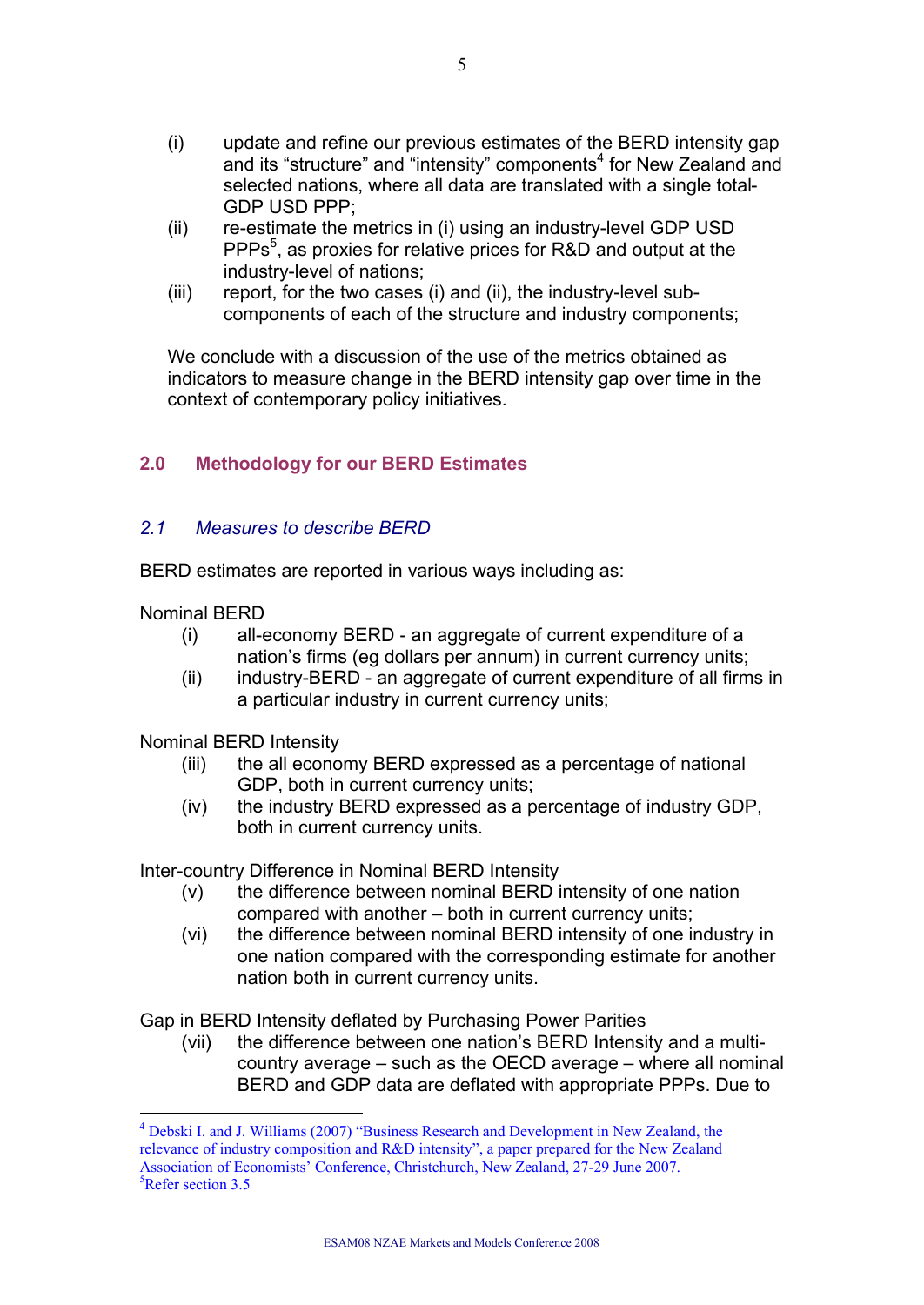(i) update and refine our previous estimates of the BERD intensity gap and its “structure” and “intensity” components[4] for New Zealand and selected nations, where all data are translated with a single total-GDP USD PPP;

(ii) re-estimate the metrics in (i) using an industry-level GDP USD PPPs[5], as proxies for relative prices for R&D and output at the industry-level of nations;

(iii) report, for the two cases (i) and (ii), the industry-level sub-components of each of the structure and industry components;

We conclude with a discussion of the use of the metrics obtained as indicators to measure change in the BERD intensity gap over time in the context of contemporary policy initiatives.

## 2.0 Methodology for our BERD Estimates

### *2.1 Measures to describe BERD*

BERD estimates are reported in various ways including as:

Nominal BERD

(i) all-economy BERD - an aggregate of current expenditure of a nation’s firms (eg dollars per annum) in current currency units;

(ii) industry-BERD - an aggregate of current expenditure of all firms in a particular industry in current currency units;

Nominal BERD Intensity

(iii) the all economy BERD expressed as a percentage of national GDP, both in current currency units;

(iv) the industry BERD expressed as a percentage of industry GDP, both in current currency units.

Inter-country Difference in Nominal BERD Intensity

(v) the difference between nominal BERD intensity of one nation compared with another – both in current currency units;

(vi) the difference between nominal BERD intensity of one industry in one nation compared with the corresponding estimate for another nation both in current currency units.

Gap in BERD Intensity deflated by Purchasing Power Parities

(vii) the difference between one nation’s BERD Intensity and a multi-country average – such as the OECD average – where all nominal BERD and GDP data are deflated with appropriate PPPs. Due to

---

[4] Debski I. and J. Williams (2007) “Business Research and Development in New Zealand, the relevance of industry composition and R&D intensity”, a paper prepared for the New Zealand Association of Economists’ Conference, Christchurch, New Zealand, 27-29 June 2007.

[5] Refer section 3.5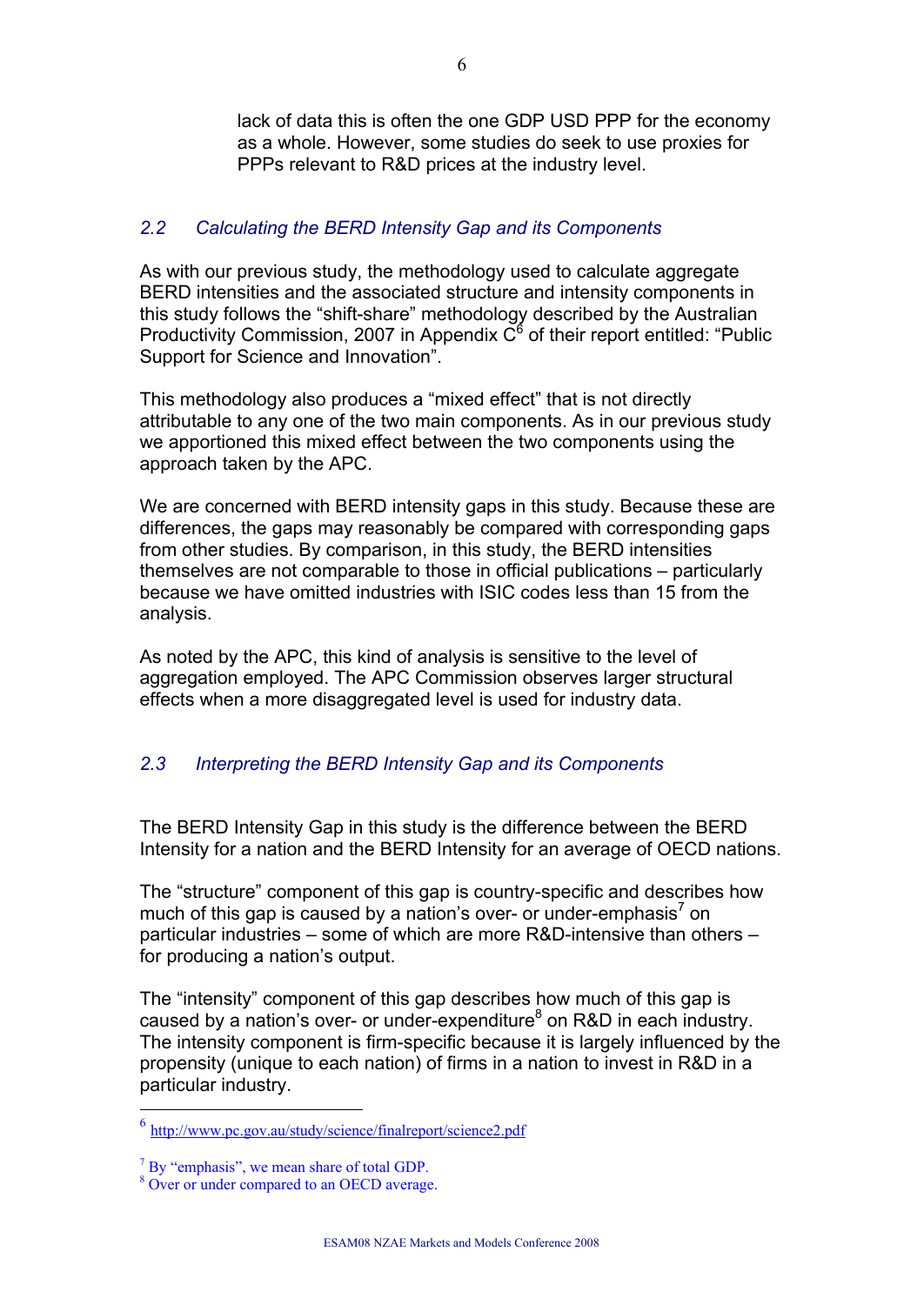lack of data this is often the one GDP USD PPP for the economy as a whole. However, some studies do seek to use proxies for PPPs relevant to R&D prices at the industry level.

## *2.2 Calculating the BERD Intensity Gap and its Components*

As with our previous study, the methodology used to calculate aggregate BERD intensities and the associated structure and intensity components in this study follows the "shift-share" methodology described by the Australian Productivity Commission, 2007 in Appendix C[6] of their report entitled: "Public Support for Science and Innovation".

This methodology also produces a "mixed effect" that is not directly attributable to any one of the two main components. As in our previous study we apportioned this mixed effect between the two components using the approach taken by the APC.

We are concerned with BERD intensity gaps in this study. Because these are differences, the gaps may reasonably be compared with corresponding gaps from other studies. By comparison, in this study, the BERD intensities themselves are not comparable to those in official publications – particularly because we have omitted industries with ISIC codes less than 15 from the analysis.

As noted by the APC, this kind of analysis is sensitive to the level of aggregation employed. The APC Commission observes larger structural effects when a more disaggregated level is used for industry data.

## *2.3 Interpreting the BERD Intensity Gap and its Components*

The BERD Intensity Gap in this study is the difference between the BERD Intensity for a nation and the BERD Intensity for an average of OECD nations.

The "structure" component of this gap is country-specific and describes how much of this gap is caused by a nation's over- or under-emphasis[7] on particular industries – some of which are more R&D-intensive than others – for producing a nation's output.

The "intensity" component of this gap describes how much of this gap is caused by a nation's over- or under-expenditure[8] on R&D in each industry. The intensity component is firm-specific because it is largely influenced by the propensity (unique to each nation) of firms in a nation to invest in R&D in a particular industry.

---

[6] http://www.pc.gov.au/study/science/finalreport/science2.pdf

[7] By "emphasis", we mean share of total GDP.

[8] Over or under compared to an OECD average.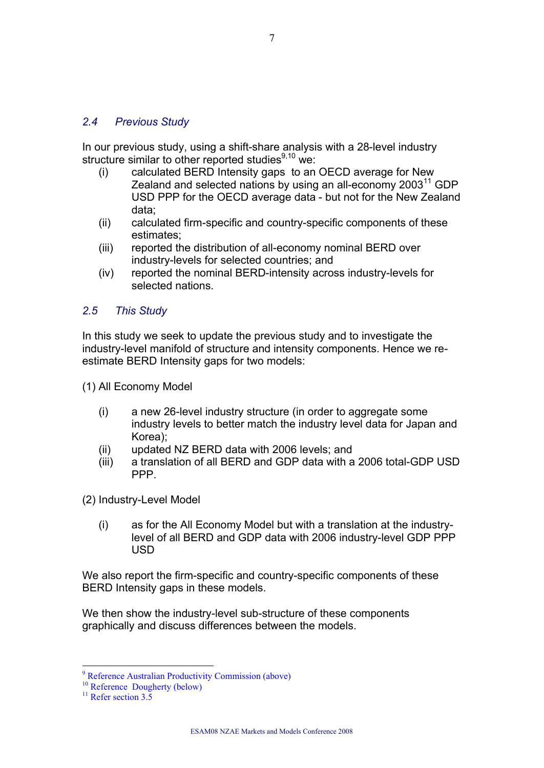## *2.4 Previous Study*

In our previous study, using a shift-share analysis with a 28-level industry structure similar to other reported studies[9,10] we:

(i) calculated BERD Intensity gaps to an OECD average for New Zealand and selected nations by using an all-economy 2003[11] GDP USD PPP for the OECD average data - but not for the New Zealand data;

(ii) calculated firm-specific and country-specific components of these estimates;

(iii) reported the distribution of all-economy nominal BERD over industry-levels for selected countries; and

(iv) reported the nominal BERD-intensity across industry-levels for selected nations.

## *2.5 This Study*

In this study we seek to update the previous study and to investigate the industry-level manifold of structure and intensity components. Hence we re-estimate BERD Intensity gaps for two models:

(1) All Economy Model

(i) a new 26-level industry structure (in order to aggregate some industry levels to better match the industry level data for Japan and Korea);

(ii) updated NZ BERD data with 2006 levels; and

(iii) a translation of all BERD and GDP data with a 2006 total-GDP USD PPP.

(2) Industry-Level Model

(i) as for the All Economy Model but with a translation at the industry-level of all BERD and GDP data with 2006 industry-level GDP PPP USD

We also report the firm-specific and country-specific components of these BERD Intensity gaps in these models.

We then show the industry-level sub-structure of these components graphically and discuss differences between the models.

---

[9] Reference Australian Productivity Commission (above)

[10] Reference Dougherty (below)

[11] Refer section 3.5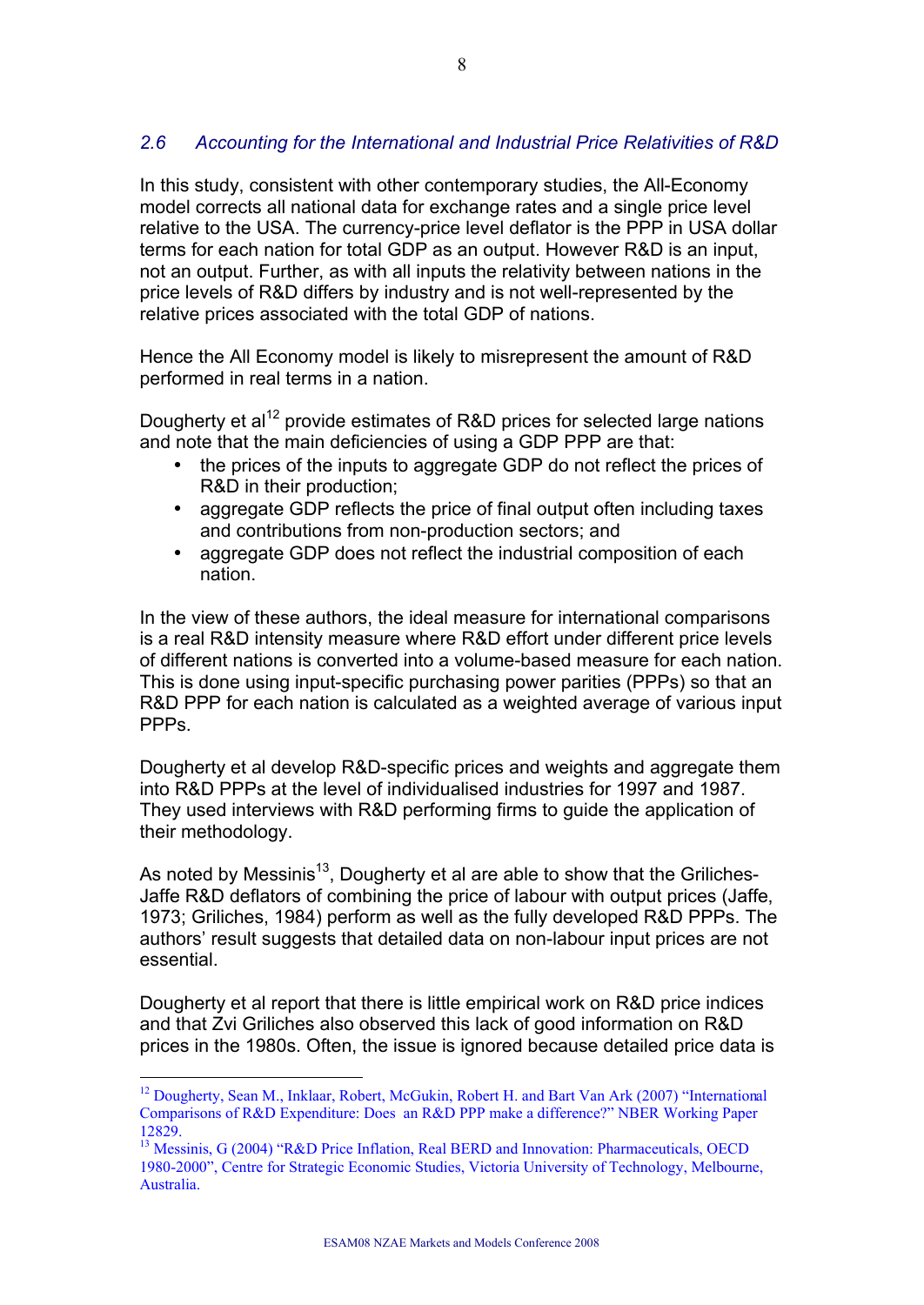### 2.6 *Accounting for the International and Industrial Price Relativities of R&D*

In this study, consistent with other contemporary studies, the All-Economy model corrects all national data for exchange rates and a single price level relative to the USA. The currency-price level deflator is the PPP in USA dollar terms for each nation for total GDP as an output. However R&D is an input, not an output. Further, as with all inputs the relativity between nations in the price levels of R&D differs by industry and is not well-represented by the relative prices associated with the total GDP of nations.

Hence the All Economy model is likely to misrepresent the amount of R&D performed in real terms in a nation.

Dougherty et al[12] provide estimates of R&D prices for selected large nations and note that the main deficiencies of using a GDP PPP are that:

- the prices of the inputs to aggregate GDP do not reflect the prices of R&D in their production;
- aggregate GDP reflects the price of final output often including taxes and contributions from non-production sectors; and
- aggregate GDP does not reflect the industrial composition of each nation.

In the view of these authors, the ideal measure for international comparisons is a real R&D intensity measure where R&D effort under different price levels of different nations is converted into a volume-based measure for each nation. This is done using input-specific purchasing power parities (PPPs) so that an R&D PPP for each nation is calculated as a weighted average of various input PPPs.

Dougherty et al develop R&D-specific prices and weights and aggregate them into R&D PPPs at the level of individualised industries for 1997 and 1987. They used interviews with R&D performing firms to guide the application of their methodology.

As noted by Messinis[13], Dougherty et al are able to show that the Griliches-Jaffe R&D deflators of combining the price of labour with output prices (Jaffe, 1973; Griliches, 1984) perform as well as the fully developed R&D PPPs. The authors' result suggests that detailed data on non-labour input prices are not essential.

Dougherty et al report that there is little empirical work on R&D price indices and that Zvi Griliches also observed this lack of good information on R&D prices in the 1980s. Often, the issue is ignored because detailed price data is

---

[12] Dougherty, Sean M., Inklaar, Robert, McGukin, Robert H. and Bart Van Ark (2007) "International Comparisons of R&D Expenditure: Does an R&D PPP make a difference?" NBER Working Paper 12829.

[13] Messinis, G (2004) "R&D Price Inflation, Real BERD and Innovation: Pharmaceuticals, OECD 1980-2000", Centre for Strategic Economic Studies, Victoria University of Technology, Melbourne, Australia.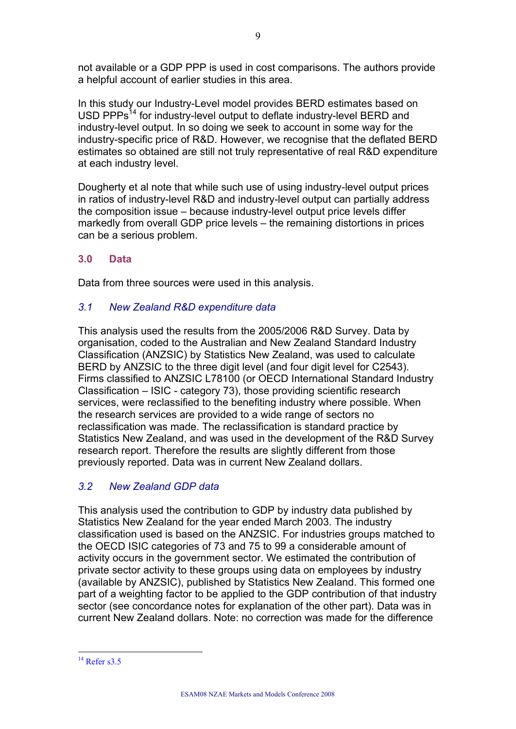not available or a GDP PPP is used in cost comparisons. The authors provide a helpful account of earlier studies in this area.

In this study our Industry-Level model provides BERD estimates based on USD PPPs[14] for industry-level output to deflate industry-level BERD and industry-level output. In so doing we seek to account in some way for the industry-specific price of R&D. However, we recognise that the deflated BERD estimates so obtained are still not truly representative of real R&D expenditure at each industry level.

Dougherty et al note that while such use of using industry-level output prices in ratios of industry-level R&D and industry-level output can partially address the composition issue – because industry-level output price levels differ markedly from overall GDP price levels – the remaining distortions in prices can be a serious problem.

## 3.0 Data

Data from three sources were used in this analysis.

### *3.1 New Zealand R&D expenditure data*

This analysis used the results from the 2005/2006 R&D Survey. Data by organisation, coded to the Australian and New Zealand Standard Industry Classification (ANZSIC) by Statistics New Zealand, was used to calculate BERD by ANZSIC to the three digit level (and four digit level for C2543). Firms classified to ANZSIC L78100 (or OECD International Standard Industry Classification – ISIC - category 73), those providing scientific research services, were reclassified to the benefiting industry where possible. When the research services are provided to a wide range of sectors no reclassification was made. The reclassification is standard practice by Statistics New Zealand, and was used in the development of the R&D Survey research report. Therefore the results are slightly different from those previously reported. Data was in current New Zealand dollars.

### *3.2 New Zealand GDP data*

This analysis used the contribution to GDP by industry data published by Statistics New Zealand for the year ended March 2003. The industry classification used is based on the ANZSIC. For industries groups matched to the OECD ISIC categories of 73 and 75 to 99 a considerable amount of activity occurs in the government sector. We estimated the contribution of private sector activity to these groups using data on employees by industry (available by ANZSIC), published by Statistics New Zealand. This formed one part of a weighting factor to be applied to the GDP contribution of that industry sector (see concordance notes for explanation of the other part). Data was in current New Zealand dollars. Note: no correction was made for the difference

[14] Refer s3.5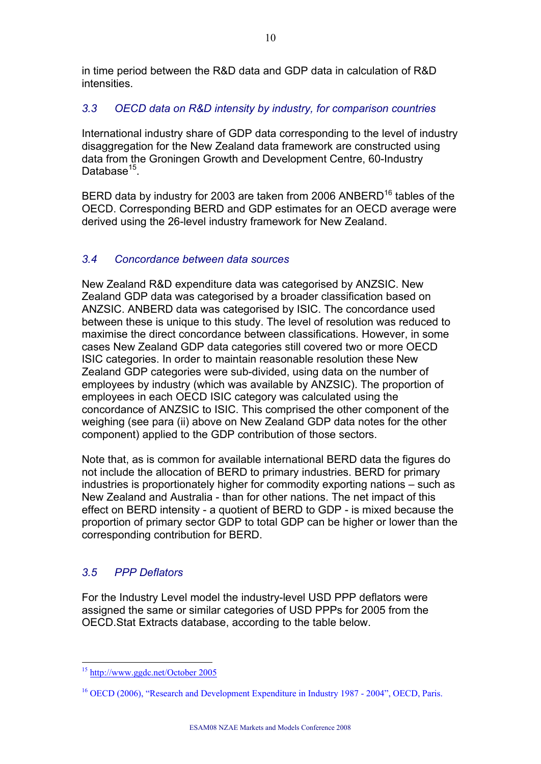in time period between the R&D data and GDP data in calculation of R&D intensities.

### *3.3 OECD data on R&D intensity by industry, for comparison countries*

International industry share of GDP data corresponding to the level of industry disaggregation for the New Zealand data framework are constructed using data from the Groningen Growth and Development Centre, 60-Industry Database[15].

BERD data by industry for 2003 are taken from 2006 ANBERD[16] tables of the OECD. Corresponding BERD and GDP estimates for an OECD average were derived using the 26-level industry framework for New Zealand.

### *3.4 Concordance between data sources*

New Zealand R&D expenditure data was categorised by ANZSIC. New Zealand GDP data was categorised by a broader classification based on ANZSIC. ANBERD data was categorised by ISIC. The concordance used between these is unique to this study. The level of resolution was reduced to maximise the direct concordance between classifications. However, in some cases New Zealand GDP data categories still covered two or more OECD ISIC categories. In order to maintain reasonable resolution these New Zealand GDP categories were sub-divided, using data on the number of employees by industry (which was available by ANZSIC). The proportion of employees in each OECD ISIC category was calculated using the concordance of ANZSIC to ISIC. This comprised the other component of the weighing (see para (ii) above on New Zealand GDP data notes for the other component) applied to the GDP contribution of those sectors.

Note that, as is common for available international BERD data the figures do not include the allocation of BERD to primary industries. BERD for primary industries is proportionately higher for commodity exporting nations – such as New Zealand and Australia - than for other nations. The net impact of this effect on BERD intensity - a quotient of BERD to GDP - is mixed because the proportion of primary sector GDP to total GDP can be higher or lower than the corresponding contribution for BERD.

### *3.5 PPP Deflators*

For the Industry Level model the industry-level USD PPP deflators were assigned the same or similar categories of USD PPPs for 2005 from the OECD.Stat Extracts database, according to the table below.

---

[15] http://www.ggdc.net/October 2005

[16] OECD (2006), "Research and Development Expenditure in Industry 1987 - 2004", OECD, Paris.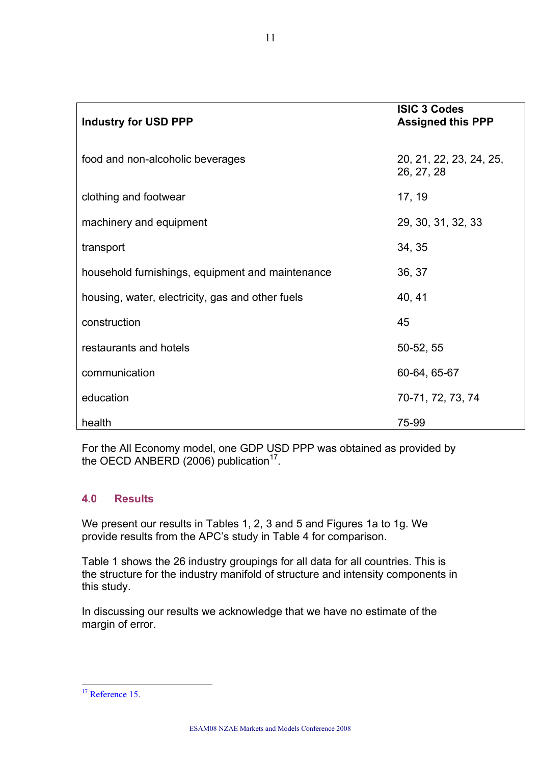| Industry for USD PPP | ISIC 3 Codes Assigned this PPP |
|---|---|
| food and non-alcoholic beverages | 20, 21, 22, 23, 24, 25, 26, 27, 28 |
| clothing and footwear | 17, 19 |
| machinery and equipment | 29, 30, 31, 32, 33 |
| transport | 34, 35 |
| household furnishings, equipment and maintenance | 36, 37 |
| housing, water, electricity, gas and other fuels | 40, 41 |
| construction | 45 |
| restaurants and hotels | 50-52, 55 |
| communication | 60-64, 65-67 |
| education | 70-71, 72, 73, 74 |
| health | 75-99 |

For the All Economy model, one GDP USD PPP was obtained as provided by the OECD ANBERD (2006) publication[17].

## 4.0 Results

We present our results in Tables 1, 2, 3 and 5 and Figures 1a to 1g. We provide results from the APC's study in Table 4 for comparison.

Table 1 shows the 26 industry groupings for all data for all countries. This is the structure for the industry manifold of structure and intensity components in this study.

In discussing our results we acknowledge that we have no estimate of the margin of error.

---

[17] Reference 15.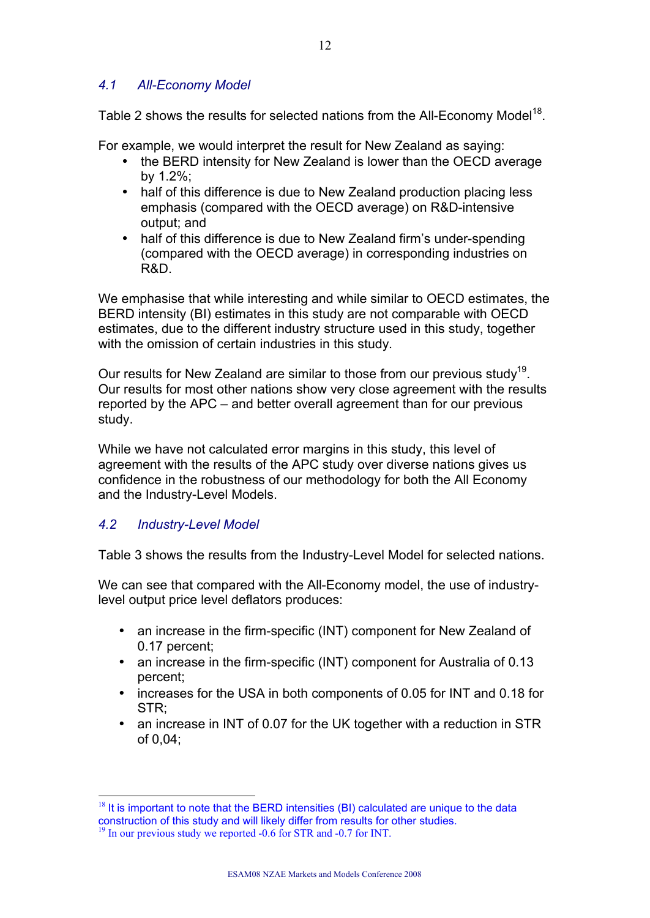### *4.1 All-Economy Model*

Table 2 shows the results for selected nations from the All-Economy Model[18].

For example, we would interpret the result for New Zealand as saying:

- the BERD intensity for New Zealand is lower than the OECD average by 1.2%;
- half of this difference is due to New Zealand production placing less emphasis (compared with the OECD average) on R&D-intensive output; and
- half of this difference is due to New Zealand firm's under-spending (compared with the OECD average) in corresponding industries on R&D.

We emphasise that while interesting and while similar to OECD estimates, the BERD intensity (BI) estimates in this study are not comparable with OECD estimates, due to the different industry structure used in this study, together with the omission of certain industries in this study.

Our results for New Zealand are similar to those from our previous study[19]. Our results for most other nations show very close agreement with the results reported by the APC – and better overall agreement than for our previous study.

While we have not calculated error margins in this study, this level of agreement with the results of the APC study over diverse nations gives us confidence in the robustness of our methodology for both the All Economy and the Industry-Level Models.

### *4.2 Industry-Level Model*

Table 3 shows the results from the Industry-Level Model for selected nations.

We can see that compared with the All-Economy model, the use of industry-level output price level deflators produces:

- an increase in the firm-specific (INT) component for New Zealand of 0.17 percent;
- an increase in the firm-specific (INT) component for Australia of 0.13 percent;
- increases for the USA in both components of 0.05 for INT and 0.18 for STR;
- an increase in INT of 0.07 for the UK together with a reduction in STR of 0,04;

---

[18] It is important to note that the BERD intensities (BI) calculated are unique to the data construction of this study and will likely differ from results for other studies.

[19] In our previous study we reported -0.6 for STR and -0.7 for INT.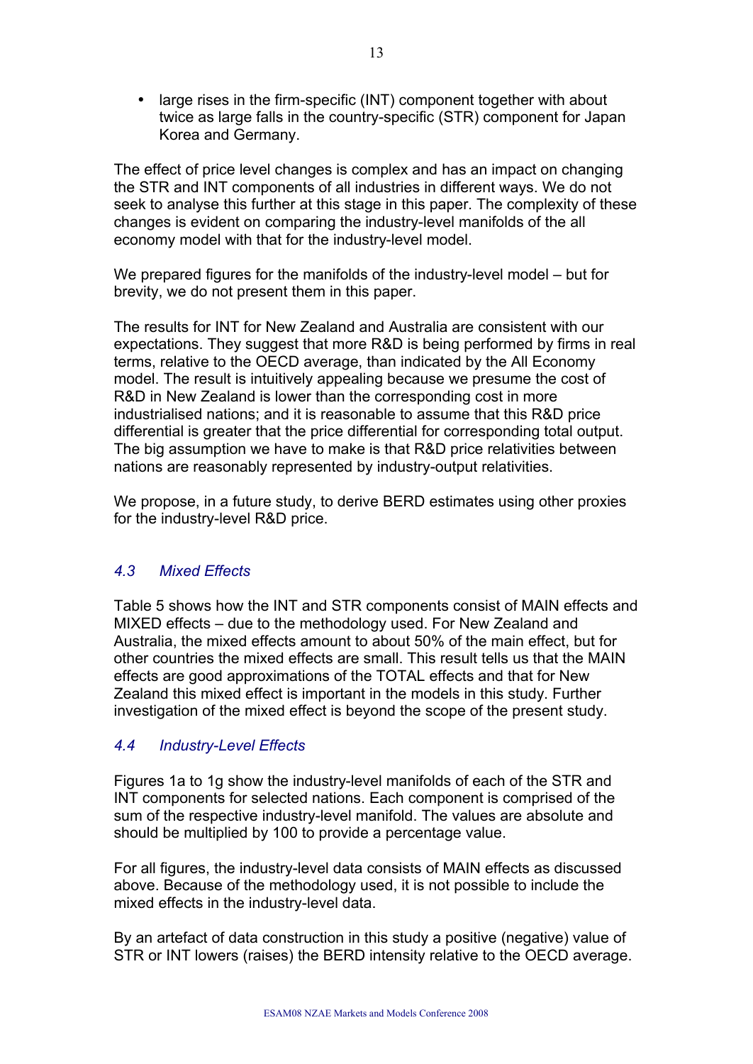- large rises in the firm-specific (INT) component together with about twice as large falls in the country-specific (STR) component for Japan Korea and Germany.

The effect of price level changes is complex and has an impact on changing the STR and INT components of all industries in different ways. We do not seek to analyse this further at this stage in this paper. The complexity of these changes is evident on comparing the industry-level manifolds of the all economy model with that for the industry-level model.

We prepared figures for the manifolds of the industry-level model – but for brevity, we do not present them in this paper.

The results for INT for New Zealand and Australia are consistent with our expectations. They suggest that more R&D is being performed by firms in real terms, relative to the OECD average, than indicated by the All Economy model. The result is intuitively appealing because we presume the cost of R&D in New Zealand is lower than the corresponding cost in more industrialised nations; and it is reasonable to assume that this R&D price differential is greater that the price differential for corresponding total output. The big assumption we have to make is that R&D price relativities between nations are reasonably represented by industry-output relativities.

We propose, in a future study, to derive BERD estimates using other proxies for the industry-level R&D price.

### *4.3 Mixed Effects*

Table 5 shows how the INT and STR components consist of MAIN effects and MIXED effects – due to the methodology used. For New Zealand and Australia, the mixed effects amount to about 50% of the main effect, but for other countries the mixed effects are small. This result tells us that the MAIN effects are good approximations of the TOTAL effects and that for New Zealand this mixed effect is important in the models in this study. Further investigation of the mixed effect is beyond the scope of the present study.

### *4.4 Industry-Level Effects*

Figures 1a to 1g show the industry-level manifolds of each of the STR and INT components for selected nations. Each component is comprised of the sum of the respective industry-level manifold. The values are absolute and should be multiplied by 100 to provide a percentage value.

For all figures, the industry-level data consists of MAIN effects as discussed above. Because of the methodology used, it is not possible to include the mixed effects in the industry-level data.

By an artefact of data construction in this study a positive (negative) value of STR or INT lowers (raises) the BERD intensity relative to the OECD average.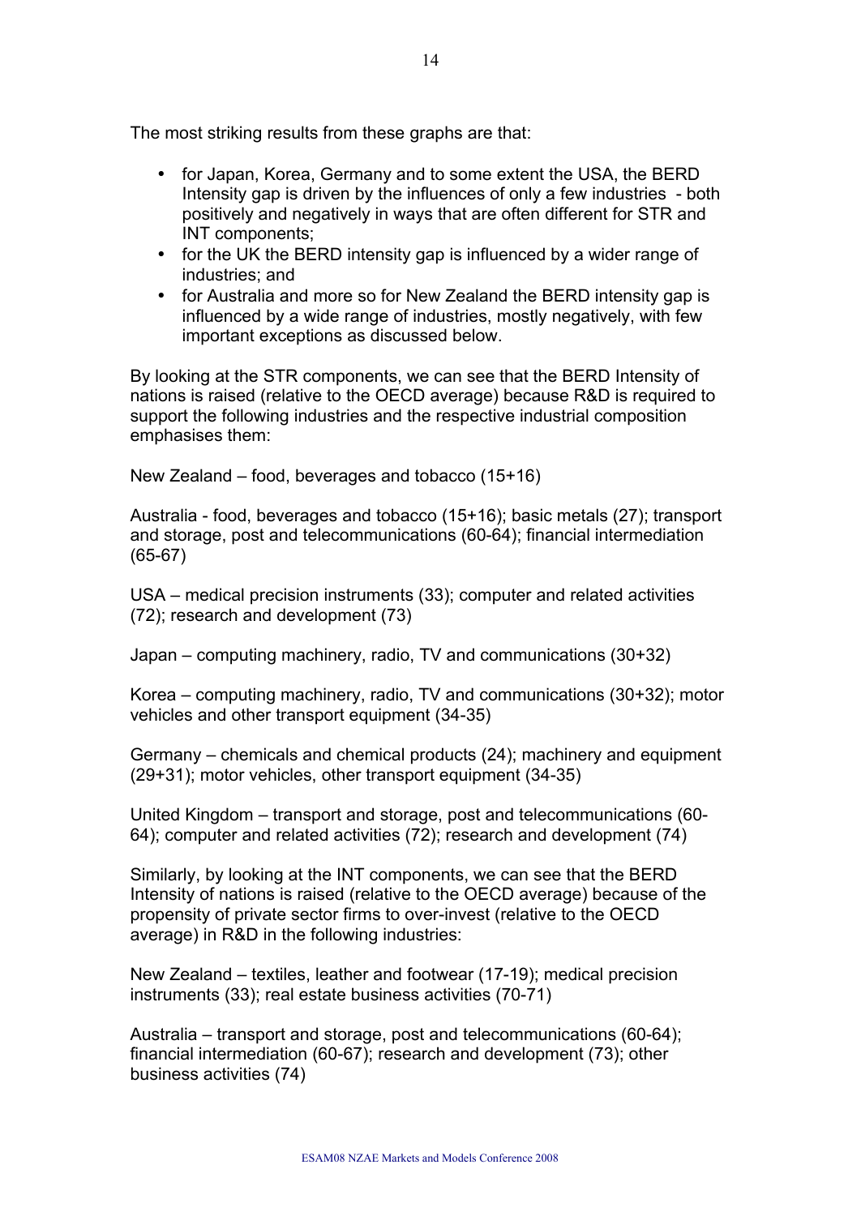The most striking results from these graphs are that:

- for Japan, Korea, Germany and to some extent the USA, the BERD Intensity gap is driven by the influences of only a few industries - both positively and negatively in ways that are often different for STR and INT components;
- for the UK the BERD intensity gap is influenced by a wider range of industries; and
- for Australia and more so for New Zealand the BERD intensity gap is influenced by a wide range of industries, mostly negatively, with few important exceptions as discussed below.

By looking at the STR components, we can see that the BERD Intensity of nations is raised (relative to the OECD average) because R&D is required to support the following industries and the respective industrial composition emphasises them:

New Zealand – food, beverages and tobacco (15+16)

Australia - food, beverages and tobacco (15+16); basic metals (27); transport and storage, post and telecommunications (60-64); financial intermediation (65-67)

USA – medical precision instruments (33); computer and related activities (72); research and development (73)

Japan – computing machinery, radio, TV and communications (30+32)

Korea – computing machinery, radio, TV and communications (30+32); motor vehicles and other transport equipment (34-35)

Germany – chemicals and chemical products (24); machinery and equipment (29+31); motor vehicles, other transport equipment (34-35)

United Kingdom – transport and storage, post and telecommunications (60-64); computer and related activities (72); research and development (74)

Similarly, by looking at the INT components, we can see that the BERD Intensity of nations is raised (relative to the OECD average) because of the propensity of private sector firms to over-invest (relative to the OECD average) in R&D in the following industries:

New Zealand – textiles, leather and footwear (17-19); medical precision instruments (33); real estate business activities (70-71)

Australia – transport and storage, post and telecommunications (60-64); financial intermediation (60-67); research and development (73); other business activities (74)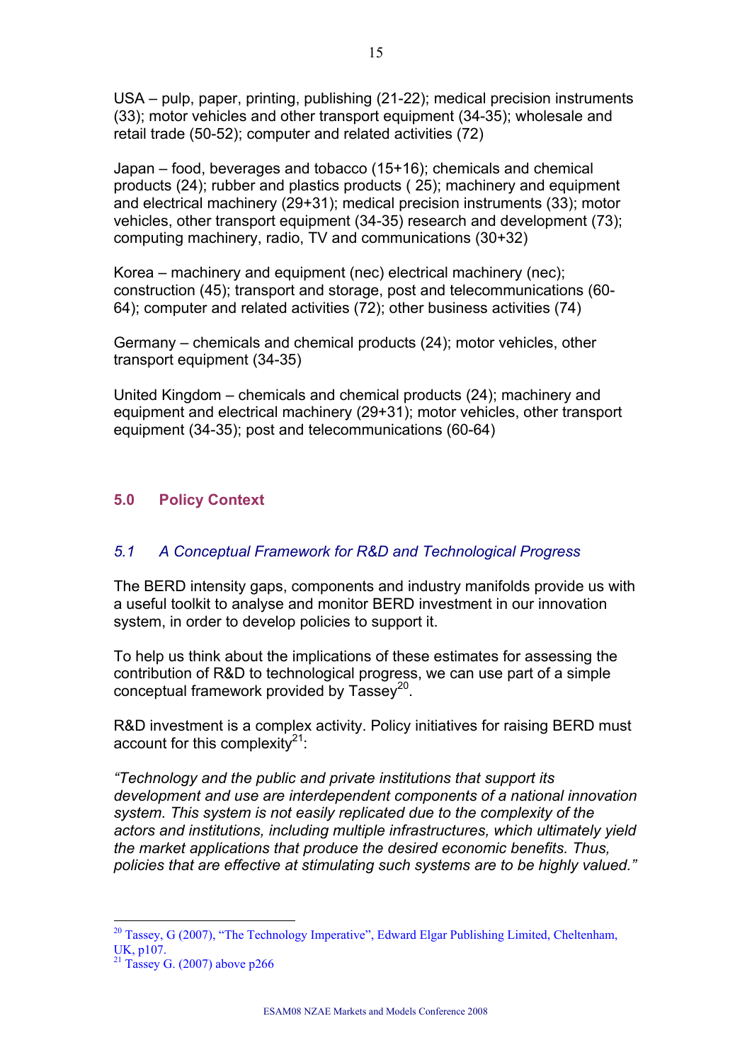USA – pulp, paper, printing, publishing (21-22); medical precision instruments (33); motor vehicles and other transport equipment (34-35); wholesale and retail trade (50-52); computer and related activities (72)

Japan – food, beverages and tobacco (15+16); chemicals and chemical products (24); rubber and plastics products ( 25); machinery and equipment and electrical machinery (29+31); medical precision instruments (33); motor vehicles, other transport equipment (34-35) research and development (73); computing machinery, radio, TV and communications (30+32)

Korea – machinery and equipment (nec) electrical machinery (nec); construction (45); transport and storage, post and telecommunications (60-64); computer and related activities (72); other business activities (74)

Germany – chemicals and chemical products (24); motor vehicles, other transport equipment (34-35)

United Kingdom – chemicals and chemical products (24); machinery and equipment and electrical machinery (29+31); motor vehicles, other transport equipment (34-35); post and telecommunications (60-64)

## 5.0 Policy Context

### *5.1 A Conceptual Framework for R&D and Technological Progress*

The BERD intensity gaps, components and industry manifolds provide us with a useful toolkit to analyse and monitor BERD investment in our innovation system, in order to develop policies to support it.

To help us think about the implications of these estimates for assessing the contribution of R&D to technological progress, we can use part of a simple conceptual framework provided by Tassey[20].

R&D investment is a complex activity. Policy initiatives for raising BERD must account for this complexity[21]:

*"Technology and the public and private institutions that support its development and use are interdependent components of a national innovation system. This system is not easily replicated due to the complexity of the actors and institutions, including multiple infrastructures, which ultimately yield the market applications that produce the desired economic benefits. Thus, policies that are effective at stimulating such systems are to be highly valued."*

---

[20] Tassey, G (2007), "The Technology Imperative", Edward Elgar Publishing Limited, Cheltenham, UK, p107.

[21] Tassey G. (2007) above p266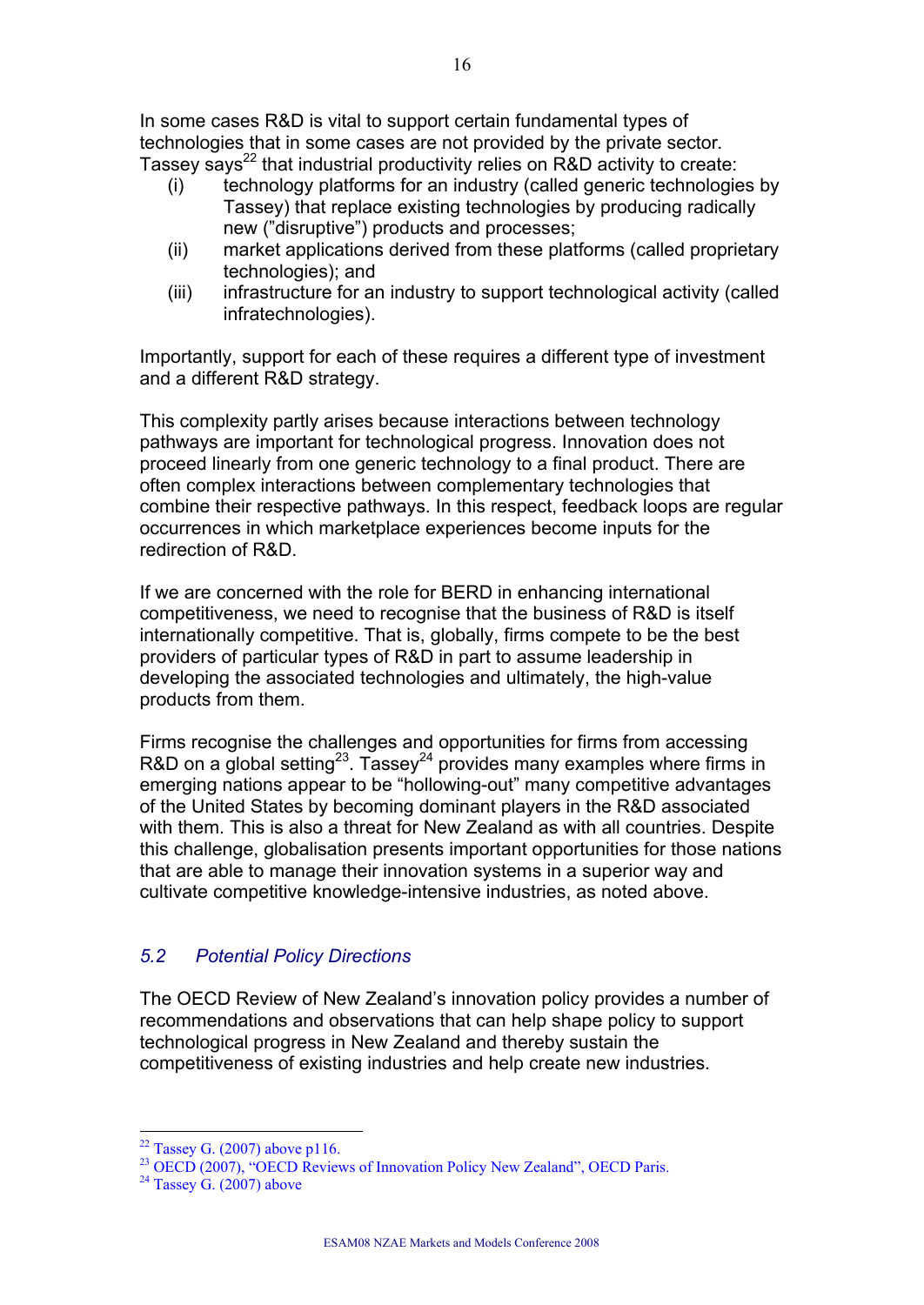In some cases R&D is vital to support certain fundamental types of technologies that in some cases are not provided by the private sector. Tassey says[22] that industrial productivity relies on R&D activity to create:

(i) technology platforms for an industry (called generic technologies by Tassey) that replace existing technologies by producing radically new ("disruptive") products and processes;

(ii) market applications derived from these platforms (called proprietary technologies); and

(iii) infrastructure for an industry to support technological activity (called infratechnologies).

Importantly, support for each of these requires a different type of investment and a different R&D strategy.

This complexity partly arises because interactions between technology pathways are important for technological progress. Innovation does not proceed linearly from one generic technology to a final product. There are often complex interactions between complementary technologies that combine their respective pathways. In this respect, feedback loops are regular occurrences in which marketplace experiences become inputs for the redirection of R&D.

If we are concerned with the role for BERD in enhancing international competitiveness, we need to recognise that the business of R&D is itself internationally competitive. That is, globally, firms compete to be the best providers of particular types of R&D in part to assume leadership in developing the associated technologies and ultimately, the high-value products from them.

Firms recognise the challenges and opportunities for firms from accessing R&D on a global setting[23]. Tassey[24] provides many examples where firms in emerging nations appear to be "hollowing-out" many competitive advantages of the United States by becoming dominant players in the R&D associated with them. This is also a threat for New Zealand as with all countries. Despite this challenge, globalisation presents important opportunities for those nations that are able to manage their innovation systems in a superior way and cultivate competitive knowledge-intensive industries, as noted above.

### *5.2 Potential Policy Directions*

The OECD Review of New Zealand's innovation policy provides a number of recommendations and observations that can help shape policy to support technological progress in New Zealand and thereby sustain the competitiveness of existing industries and help create new industries.

---

[22] Tassey G. (2007) above p116.

[23] OECD (2007), "OECD Reviews of Innovation Policy New Zealand", OECD Paris.

[24] Tassey G. (2007) above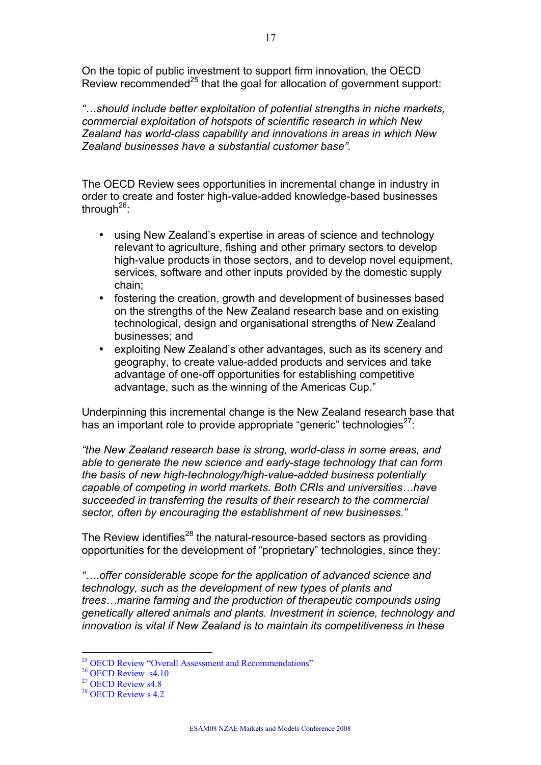On the topic of public investment to support firm innovation, the OECD Review recommended[25] that the goal for allocation of government support:

*"…should include better exploitation of potential strengths in niche markets, commercial exploitation of hotspots of scientific research in which New Zealand has world-class capability and innovations in areas in which New Zealand businesses have a substantial customer base".*

The OECD Review sees opportunities in incremental change in industry in order to create and foster high-value-added knowledge-based businesses through[26]:

- using New Zealand's expertise in areas of science and technology relevant to agriculture, fishing and other primary sectors to develop high-value products in those sectors, and to develop novel equipment, services, software and other inputs provided by the domestic supply chain;
- fostering the creation, growth and development of businesses based on the strengths of the New Zealand research base and on existing technological, design and organisational strengths of New Zealand businesses; and
- exploiting New Zealand's other advantages, such as its scenery and geography, to create value-added products and services and take advantage of one-off opportunities for establishing competitive advantage, such as the winning of the Americas Cup."

Underpinning this incremental change is the New Zealand research base that has an important role to provide appropriate "generic" technologies[27]:

*"the New Zealand research base is strong, world-class in some areas, and able to generate the new science and early-stage technology that can form the basis of new high-technology/high-value-added business potentially capable of competing in world markets. Both CRIs and universities…have succeeded in transferring the results of their research to the commercial sector, often by encouraging the establishment of new businesses."*

The Review identifies[28] the natural-resource-based sectors as providing opportunities for the development of "proprietary" technologies, since they:

*"….offer considerable scope for the application of advanced science and technology, such as the development of new types of plants and trees…marine farming and the production of therapeutic compounds using genetically altered animals and plants. Investment in science, technology and innovation is vital if New Zealand is to maintain its competitiveness in these*

---

[25] OECD Review "Overall Assessment and Recommendations"

[26] OECD Review s4.10

[27] OECD Review s4.8

[28] OECD Review s 4.2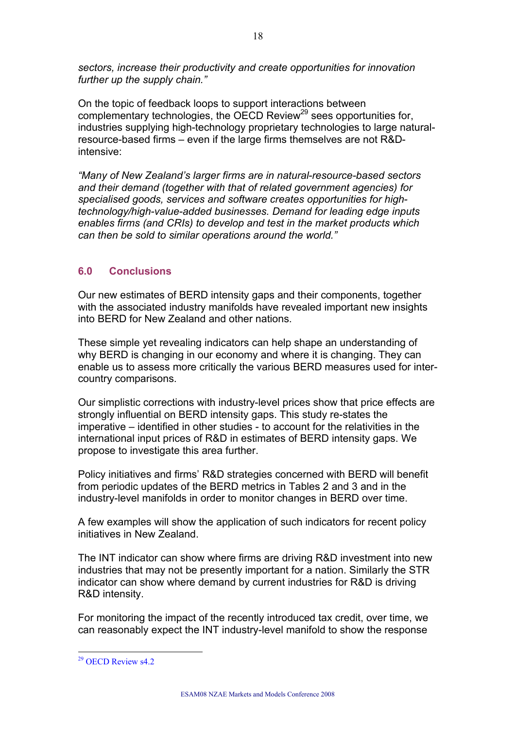*sectors, increase their productivity and create opportunities for innovation further up the supply chain."*

On the topic of feedback loops to support interactions between complementary technologies, the OECD Review[29] sees opportunities for, industries supplying high-technology proprietary technologies to large natural-resource-based firms – even if the large firms themselves are not R&D-intensive:

*"Many of New Zealand's larger firms are in natural-resource-based sectors and their demand (together with that of related government agencies) for specialised goods, services and software creates opportunities for high-technology/high-value-added businesses. Demand for leading edge inputs enables firms (and CRIs) to develop and test in the market products which can then be sold to similar operations around the world."*

## 6.0 Conclusions

Our new estimates of BERD intensity gaps and their components, together with the associated industry manifolds have revealed important new insights into BERD for New Zealand and other nations.

These simple yet revealing indicators can help shape an understanding of why BERD is changing in our economy and where it is changing. They can enable us to assess more critically the various BERD measures used for inter-country comparisons.

Our simplistic corrections with industry-level prices show that price effects are strongly influential on BERD intensity gaps. This study re-states the imperative – identified in other studies - to account for the relativities in the international input prices of R&D in estimates of BERD intensity gaps. We propose to investigate this area further.

Policy initiatives and firms' R&D strategies concerned with BERD will benefit from periodic updates of the BERD metrics in Tables 2 and 3 and in the industry-level manifolds in order to monitor changes in BERD over time.

A few examples will show the application of such indicators for recent policy initiatives in New Zealand.

The INT indicator can show where firms are driving R&D investment into new industries that may not be presently important for a nation. Similarly the STR indicator can show where demand by current industries for R&D is driving R&D intensity.

For monitoring the impact of the recently introduced tax credit, over time, we can reasonably expect the INT industry-level manifold to show the response

[29] OECD Review s4.2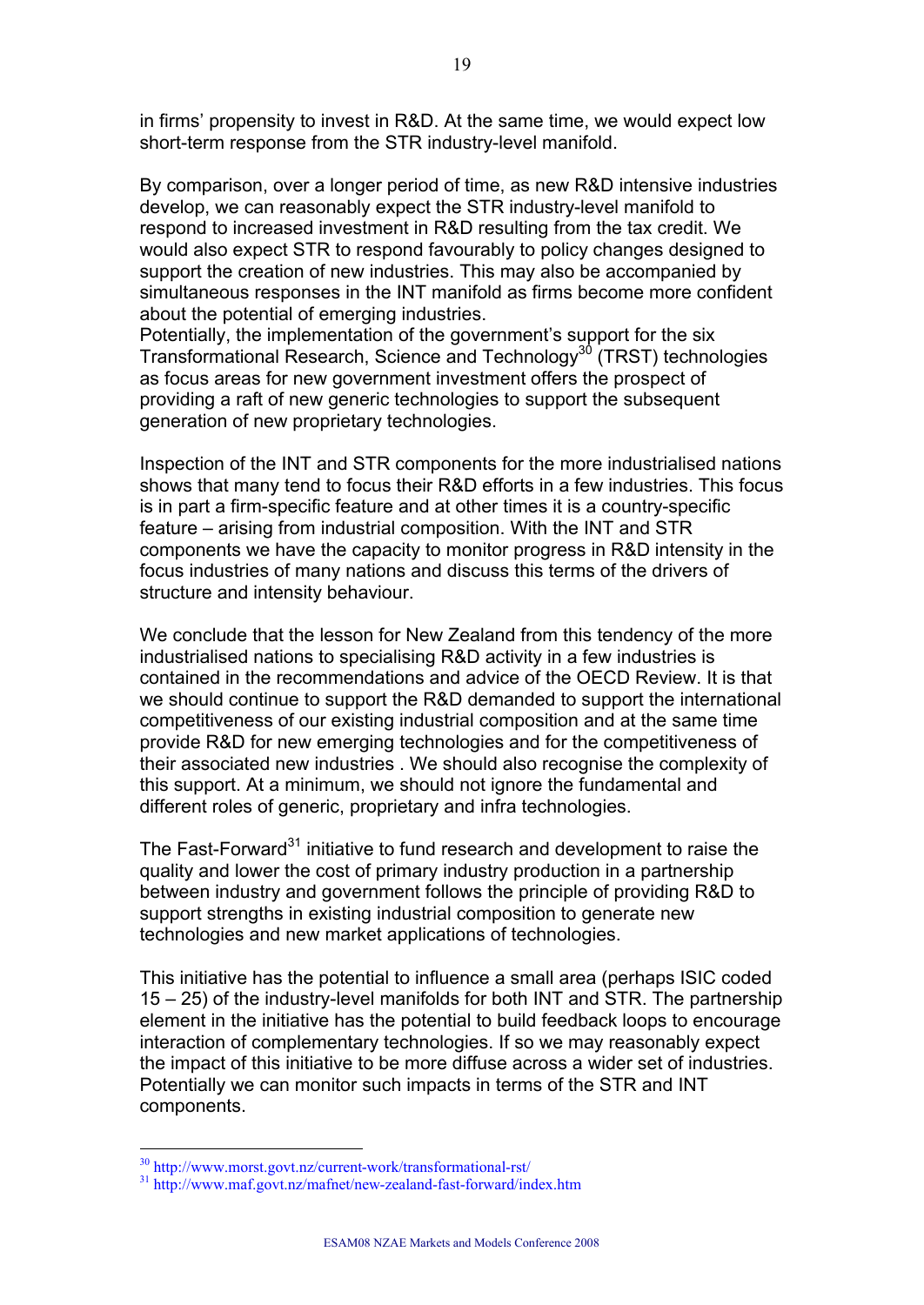in firms' propensity to invest in R&D. At the same time, we would expect low short-term response from the STR industry-level manifold.

By comparison, over a longer period of time, as new R&D intensive industries develop, we can reasonably expect the STR industry-level manifold to respond to increased investment in R&D resulting from the tax credit. We would also expect STR to respond favourably to policy changes designed to support the creation of new industries. This may also be accompanied by simultaneous responses in the INT manifold as firms become more confident about the potential of emerging industries.
Potentially, the implementation of the government's support for the six Transformational Research, Science and Technology[30] (TRST) technologies as focus areas for new government investment offers the prospect of providing a raft of new generic technologies to support the subsequent generation of new proprietary technologies.

Inspection of the INT and STR components for the more industrialised nations shows that many tend to focus their R&D efforts in a few industries. This focus is in part a firm-specific feature and at other times it is a country-specific feature – arising from industrial composition. With the INT and STR components we have the capacity to monitor progress in R&D intensity in the focus industries of many nations and discuss this terms of the drivers of structure and intensity behaviour.

We conclude that the lesson for New Zealand from this tendency of the more industrialised nations to specialising R&D activity in a few industries is contained in the recommendations and advice of the OECD Review. It is that we should continue to support the R&D demanded to support the international competitiveness of our existing industrial composition and at the same time provide R&D for new emerging technologies and for the competitiveness of their associated new industries . We should also recognise the complexity of this support. At a minimum, we should not ignore the fundamental and different roles of generic, proprietary and infra technologies.

The Fast-Forward[31] initiative to fund research and development to raise the quality and lower the cost of primary industry production in a partnership between industry and government follows the principle of providing R&D to support strengths in existing industrial composition to generate new technologies and new market applications of technologies.

This initiative has the potential to influence a small area (perhaps ISIC coded 15 – 25) of the industry-level manifolds for both INT and STR. The partnership element in the initiative has the potential to build feedback loops to encourage interaction of complementary technologies. If so we may reasonably expect the impact of this initiative to be more diffuse across a wider set of industries. Potentially we can monitor such impacts in terms of the STR and INT components.

[30] http://www.morst.govt.nz/current-work/transformational-rst/
[31] http://www.maf.govt.nz/mafnet/new-zealand-fast-forward/index.htm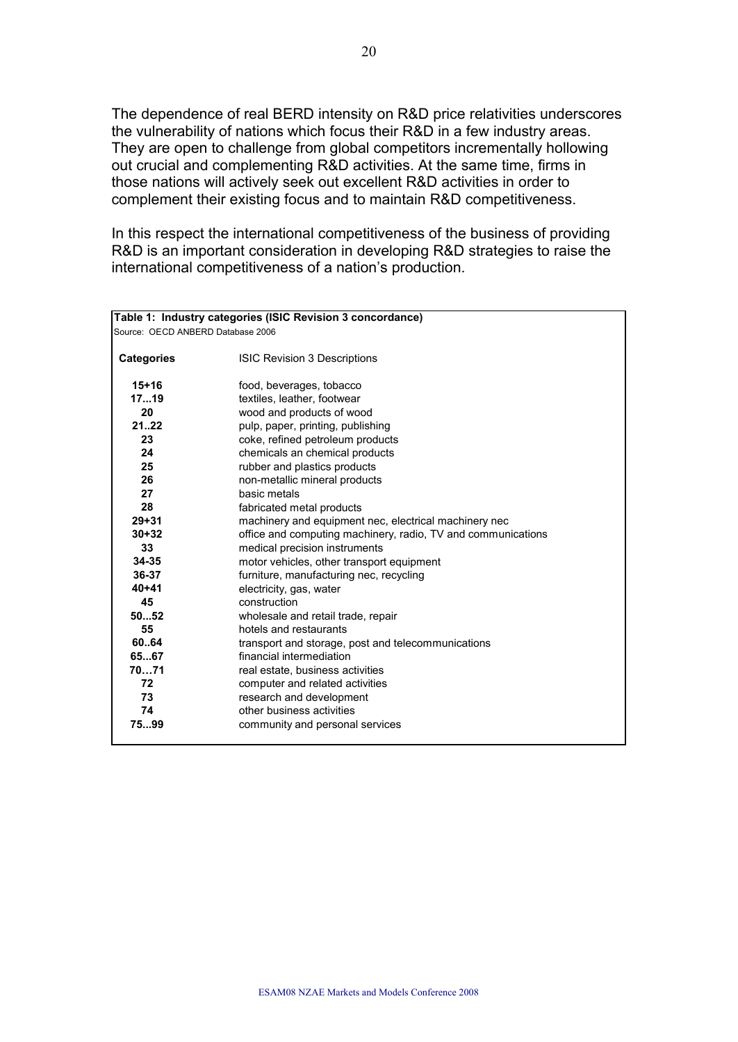The dependence of real BERD intensity on R&D price relativities underscores the vulnerability of nations which focus their R&D in a few industry areas. They are open to challenge from global competitors incrementally hollowing out crucial and complementing R&D activities. At the same time, firms in those nations will actively seek out excellent R&D activities in order to complement their existing focus and to maintain R&D competitiveness.

In this respect the international competitiveness of the business of providing R&D is an important consideration in developing R&D strategies to raise the international competitiveness of a nation's production.

**Table 1: Industry categories (ISIC Revision 3 concordance)**

Source: OECD ANBERD Database 2006

| **Categories** | ISIC Revision 3 Descriptions |
|---|---|
| **15+16** | food, beverages, tobacco |
| **17...19** | textiles, leather, footwear |
| **20** | wood and products of wood |
| **21..22** | pulp, paper, printing, publishing |
| **23** | coke, refined petroleum products |
| **24** | chemicals an chemical products |
| **25** | rubber and plastics products |
| **26** | non-metallic mineral products |
| **27** | basic metals |
| **28** | fabricated metal products |
| **29+31** | machinery and equipment nec, electrical machinery nec |
| **30+32** | office and computing machinery, radio, TV and communications |
| **33** | medical precision instruments |
| **34-35** | motor vehicles, other transport equipment |
| **36-37** | furniture, manufacturing nec, recycling |
| **40+41** | electricity, gas, water |
| **45** | construction |
| **50...52** | wholesale and retail trade, repair |
| **55** | hotels and restaurants |
| **60..64** | transport and storage, post and telecommunications |
| **65...67** | financial intermediation |
| **70…71** | real estate, business activities |
| **72** | computer and related activities |
| **73** | research and development |
| **74** | other business activities |
| **75...99** | community and personal services |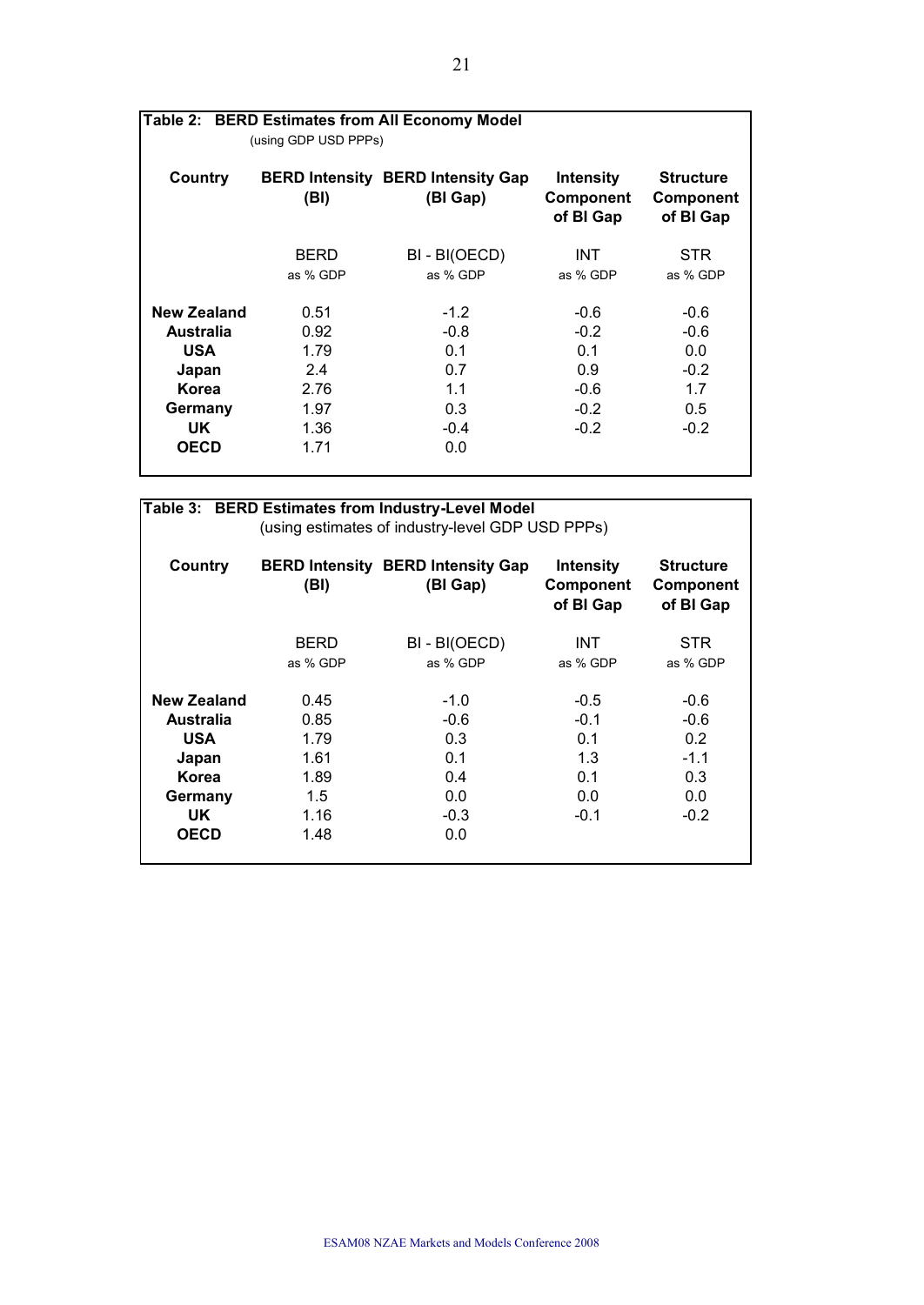**Table 2: BERD Estimates from All Economy Model**
(using GDP USD PPPs)

| Country | BERD Intensity (BI) | BERD Intensity Gap (BI Gap) | Intensity Component of BI Gap | Structure Component of BI Gap |
|---|---|---|---|---|
| | BERD as % GDP | BI - BI(OECD) as % GDP | INT as % GDP | STR as % GDP |
| **New Zealand** | 0.51 | -1.2 | -0.6 | -0.6 |
| **Australia** | 0.92 | -0.8 | -0.2 | -0.6 |
| **USA** | 1.79 | 0.1 | 0.1 | 0.0 |
| **Japan** | 2.4 | 0.7 | 0.9 | -0.2 |
| **Korea** | 2.76 | 1.1 | -0.6 | 1.7 |
| **Germany** | 1.97 | 0.3 | -0.2 | 0.5 |
| **UK** | 1.36 | -0.4 | -0.2 | -0.2 |
| **OECD** | 1.71 | 0.0 | | |

**Table 3: BERD Estimates from Industry-Level Model**
(using estimates of industry-level GDP USD PPPs)

| Country | BERD Intensity (BI) | BERD Intensity Gap (BI Gap) | Intensity Component of BI Gap | Structure Component of BI Gap |
|---|---|---|---|---|
| | BERD as % GDP | BI - BI(OECD) as % GDP | INT as % GDP | STR as % GDP |
| **New Zealand** | 0.45 | -1.0 | -0.5 | -0.6 |
| **Australia** | 0.85 | -0.6 | -0.1 | -0.6 |
| **USA** | 1.79 | 0.3 | 0.1 | 0.2 |
| **Japan** | 1.61 | 0.1 | 1.3 | -1.1 |
| **Korea** | 1.89 | 0.4 | 0.1 | 0.3 |
| **Germany** | 1.5 | 0.0 | 0.0 | 0.0 |
| **UK** | 1.16 | -0.3 | -0.1 | -0.2 |
| **OECD** | 1.48 | 0.0 | | |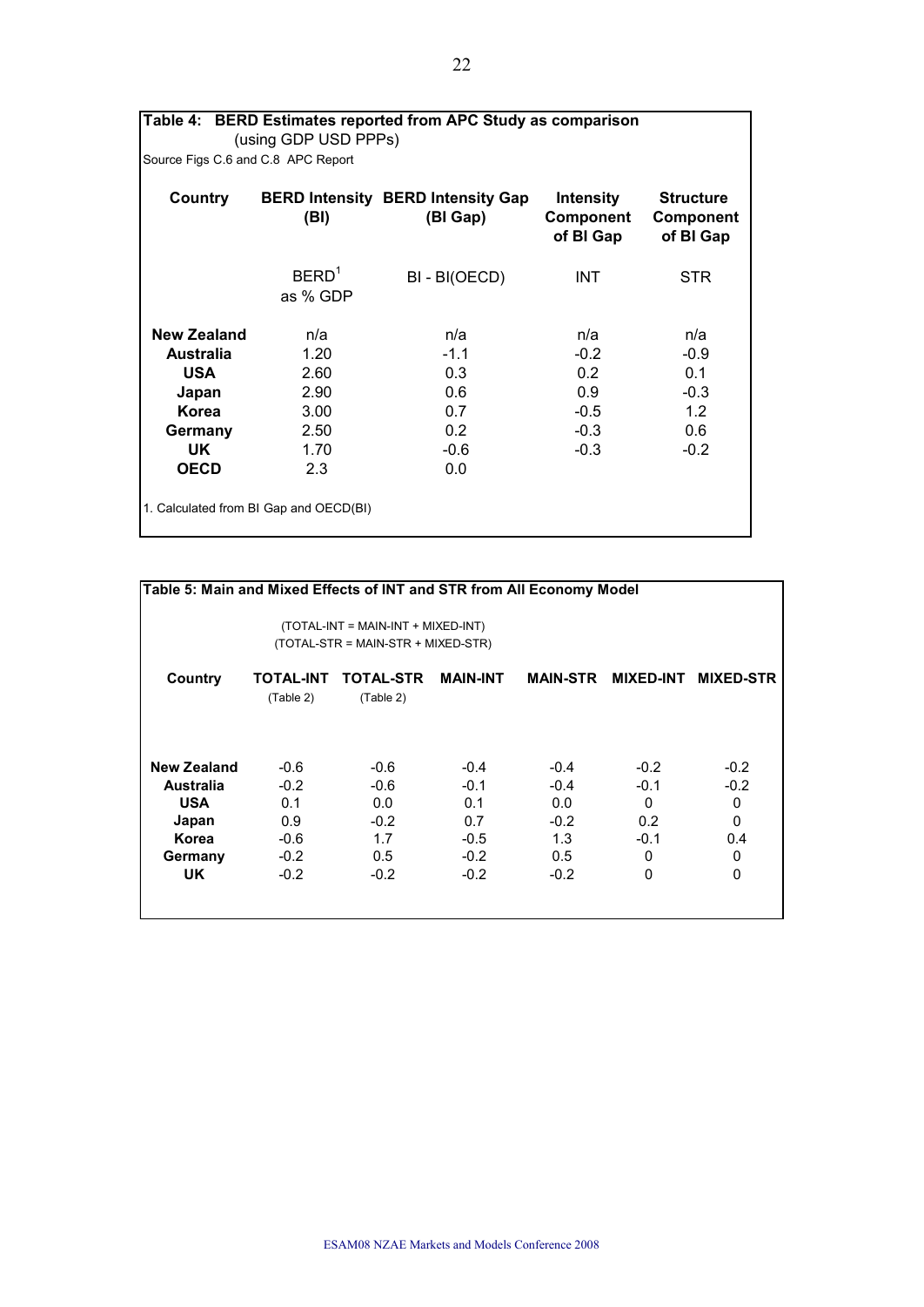**Table 4: BERD Estimates reported from APC Study as comparison** (using GDP USD PPPs)

Source Figs C.6 and C.8 APC Report

| Country | BERD Intensity (BI) | BERD Intensity Gap (BI Gap) | Intensity Component of BI Gap | Structure Component of BI Gap |
|---|---|---|---|---|
| | BERD[1] as % GDP | BI - BI(OECD) | INT | STR |
| **New Zealand** | n/a | n/a | n/a | n/a |
| **Australia** | 1.20 | -1.1 | -0.2 | -0.9 |
| **USA** | 2.60 | 0.3 | 0.2 | 0.1 |
| **Japan** | 2.90 | 0.6 | 0.9 | -0.3 |
| **Korea** | 3.00 | 0.7 | -0.5 | 1.2 |
| **Germany** | 2.50 | 0.2 | -0.3 | 0.6 |
| **UK** | 1.70 | -0.6 | -0.3 | -0.2 |
| **OECD** | 2.3 | 0.0 | | |

1. Calculated from BI Gap and OECD(BI)

**Table 5: Main and Mixed Effects of INT and STR from All Economy Model**

(TOTAL-INT = MAIN-INT + MIXED-INT)
(TOTAL-STR = MAIN-STR + MIXED-STR)

| Country | TOTAL-INT (Table 2) | TOTAL-STR (Table 2) | MAIN-INT | MAIN-STR | MIXED-INT | MIXED-STR |
|---|---|---|---|---|---|---|
| **New Zealand** | -0.6 | -0.6 | -0.4 | -0.4 | -0.2 | -0.2 |
| **Australia** | -0.2 | -0.6 | -0.1 | -0.4 | -0.1 | -0.2 |
| **USA** | 0.1 | 0.0 | 0.1 | 0.0 | 0 | 0 |
| **Japan** | 0.9 | -0.2 | 0.7 | -0.2 | 0.2 | 0 |
| **Korea** | -0.6 | 1.7 | -0.5 | 1.3 | -0.1 | 0.4 |
| **Germany** | -0.2 | 0.5 | -0.2 | 0.5 | 0 | 0 |
| **UK** | -0.2 | -0.2 | -0.2 | -0.2 | 0 | 0 |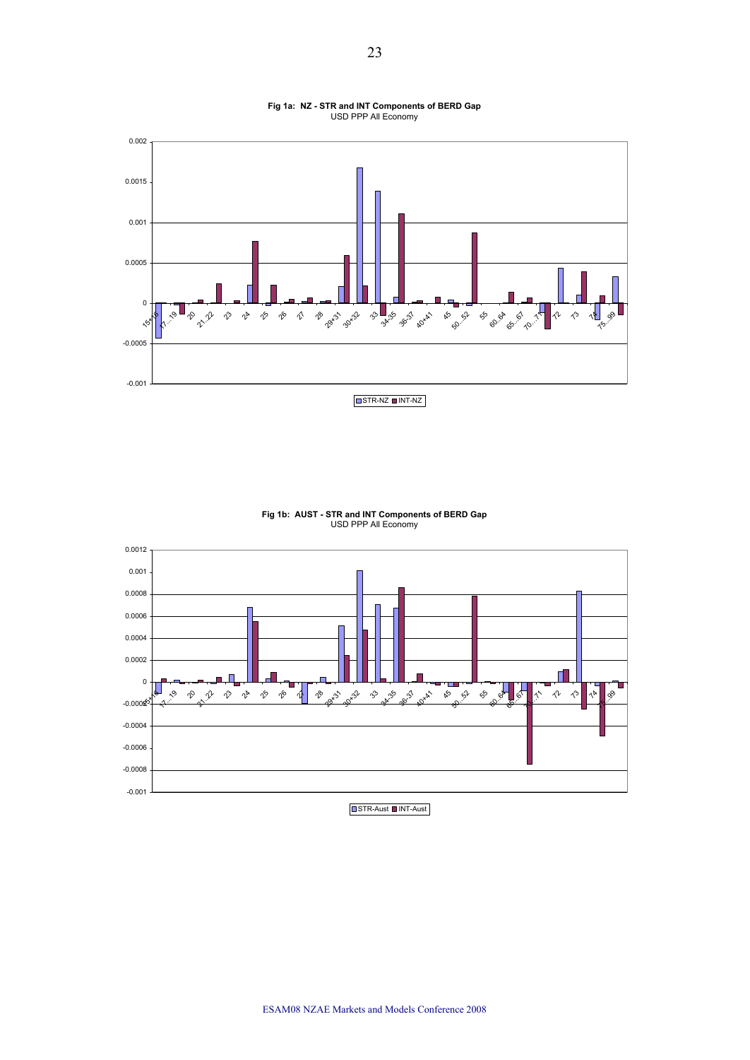**Fig 1a: NZ - STR and INT Components of BERD Gap**
USD PPP All Economy

**Fig 1b: AUST - STR and INT Components of BERD Gap**
USD PPP All Economy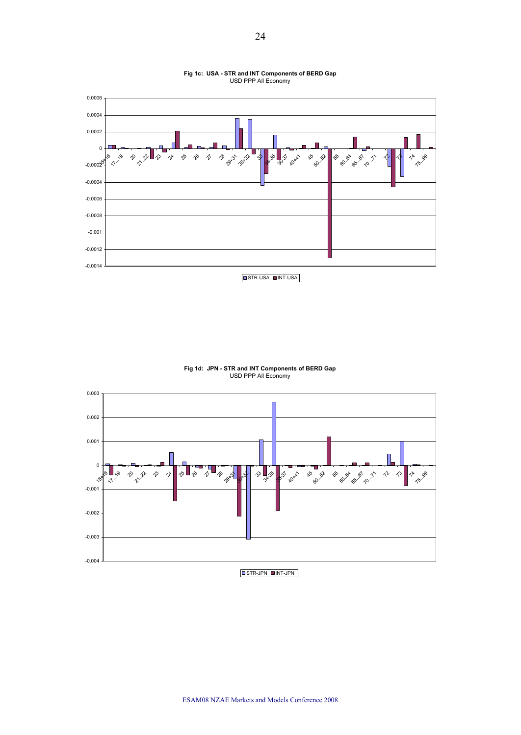**Fig 1c: USA - STR and INT Components of BERD Gap**
USD PPP All Economy

**Fig 1d: JPN - STR and INT Components of BERD Gap**
USD PPP All Economy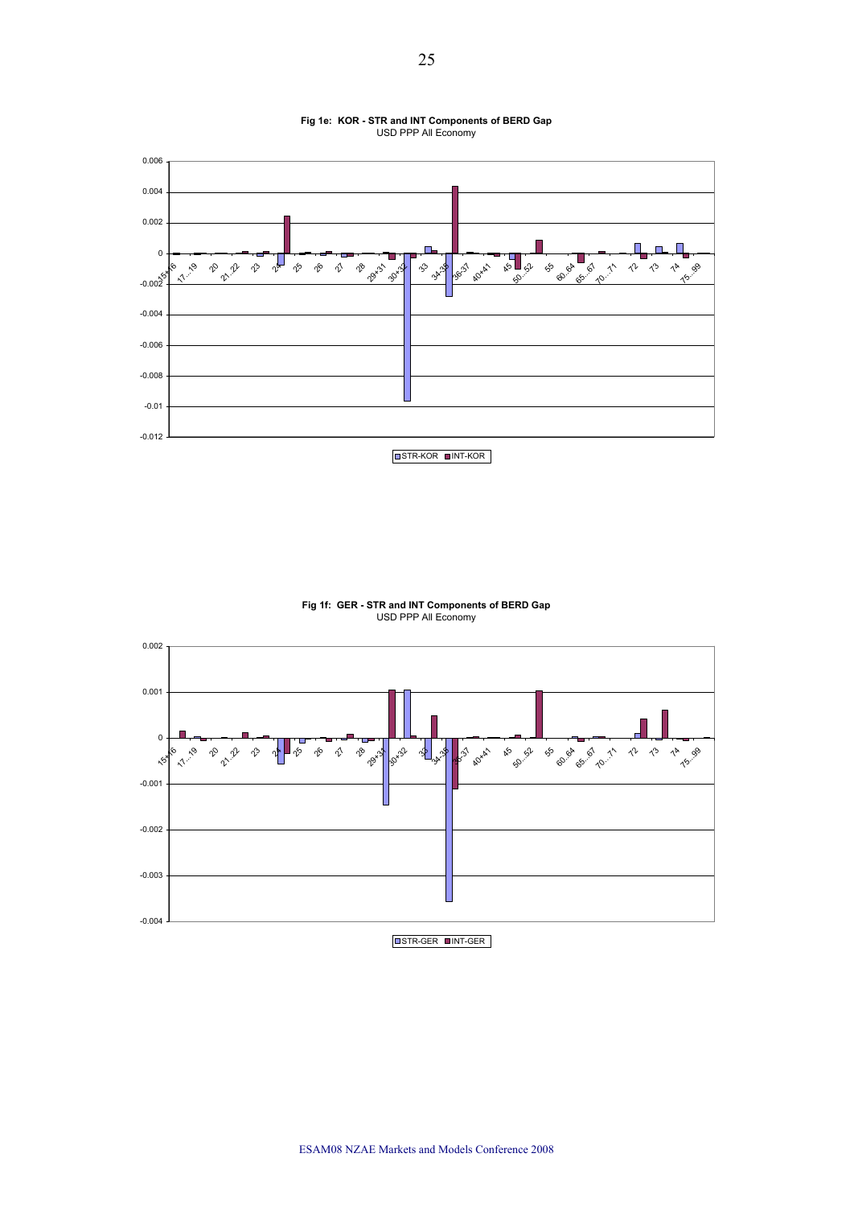**Fig 1e: KOR - STR and INT Components of BERD Gap**
USD PPP All Economy

**Fig 1f: GER - STR and INT Components of BERD Gap**
USD PPP All Economy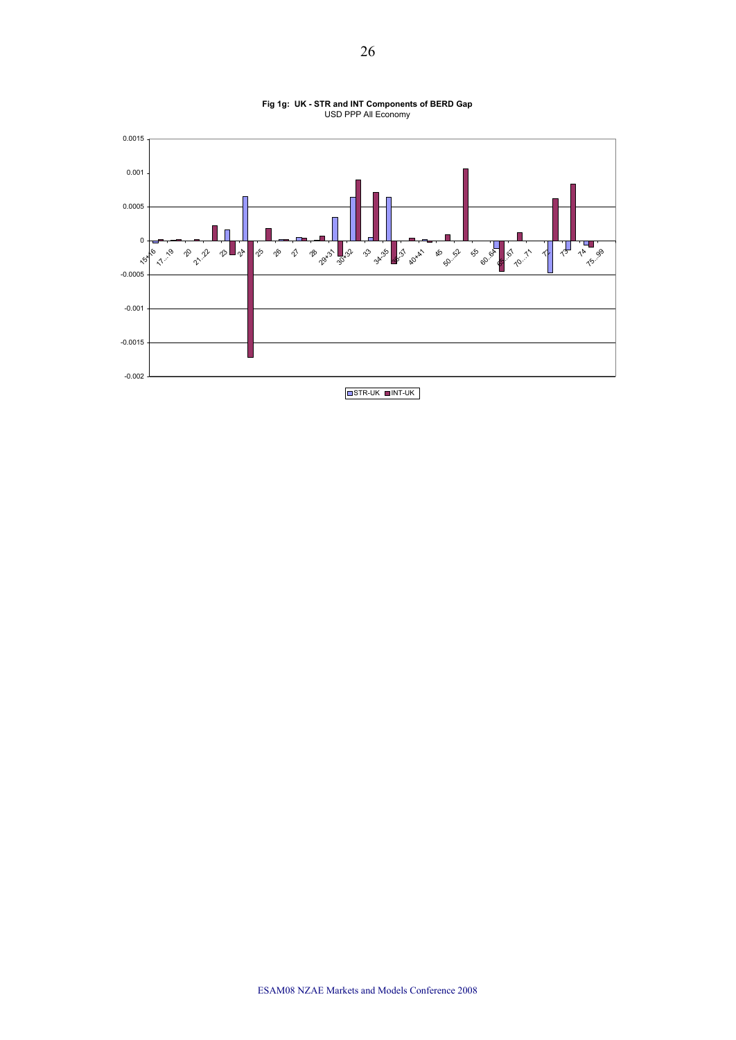**Fig 1g: UK - STR and INT Components of BERD Gap**

USD PPP All Economy

0.0015
0.001
0.0005
0
-0.0005
-0.001
-0.0015
-0.002

15+16
17...19
20
21..22
23
24
25
26
27
28
29+31
30+32
33
34-35
36-37
40+41
45
50...52
55
60...64
65...67
70...71
72
73
74
75...99

STR-UK INT-UK